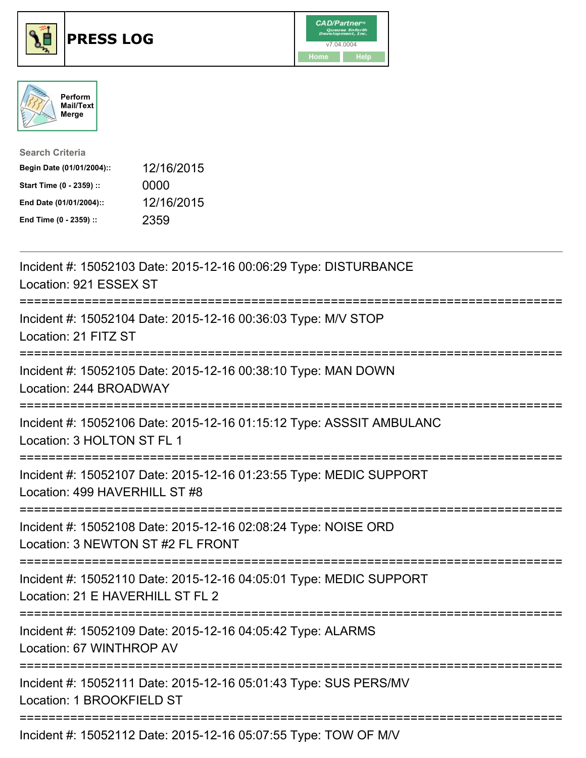# PRESS LOG

Perform Mail/Text Merge

**Search Criteria**

| | |
|---|---|
| **Begin Date (01/01/2004)::** | 12/16/2015 |
| **Start Time (0 - 2359) ::** | 0000 |
| **End Date (01/01/2004)::** | 12/16/2015 |
| **End Time (0 - 2359) ::** | 2359 |

---

Incident #: 15052103 Date: 2015-12-16 00:06:29 Type: DISTURBANCE
Location: 921 ESSEX ST

===========================================================================

Incident #: 15052104 Date: 2015-12-16 00:36:03 Type: M/V STOP
Location: 21 FITZ ST

===========================================================================

Incident #: 15052105 Date: 2015-12-16 00:38:10 Type: MAN DOWN
Location: 244 BROADWAY

===========================================================================

Incident #: 15052106 Date: 2015-12-16 01:15:12 Type: ASSSIT AMBULANC
Location: 3 HOLTON ST FL 1

===========================================================================

Incident #: 15052107 Date: 2015-12-16 01:23:55 Type: MEDIC SUPPORT
Location: 499 HAVERHILL ST #8

===========================================================================

Incident #: 15052108 Date: 2015-12-16 02:08:24 Type: NOISE ORD
Location: 3 NEWTON ST #2 FL FRONT

===========================================================================

Incident #: 15052110 Date: 2015-12-16 04:05:01 Type: MEDIC SUPPORT
Location: 21 E HAVERHILL ST FL 2

===========================================================================

Incident #: 15052109 Date: 2015-12-16 04:05:42 Type: ALARMS
Location: 67 WINTHROP AV

===========================================================================

Incident #: 15052111 Date: 2015-12-16 05:01:43 Type: SUS PERS/MV
Location: 1 BROOKFIELD ST

===========================================================================

Incident #: 15052112 Date: 2015-12-16 05:07:55 Type: TOW OF M/V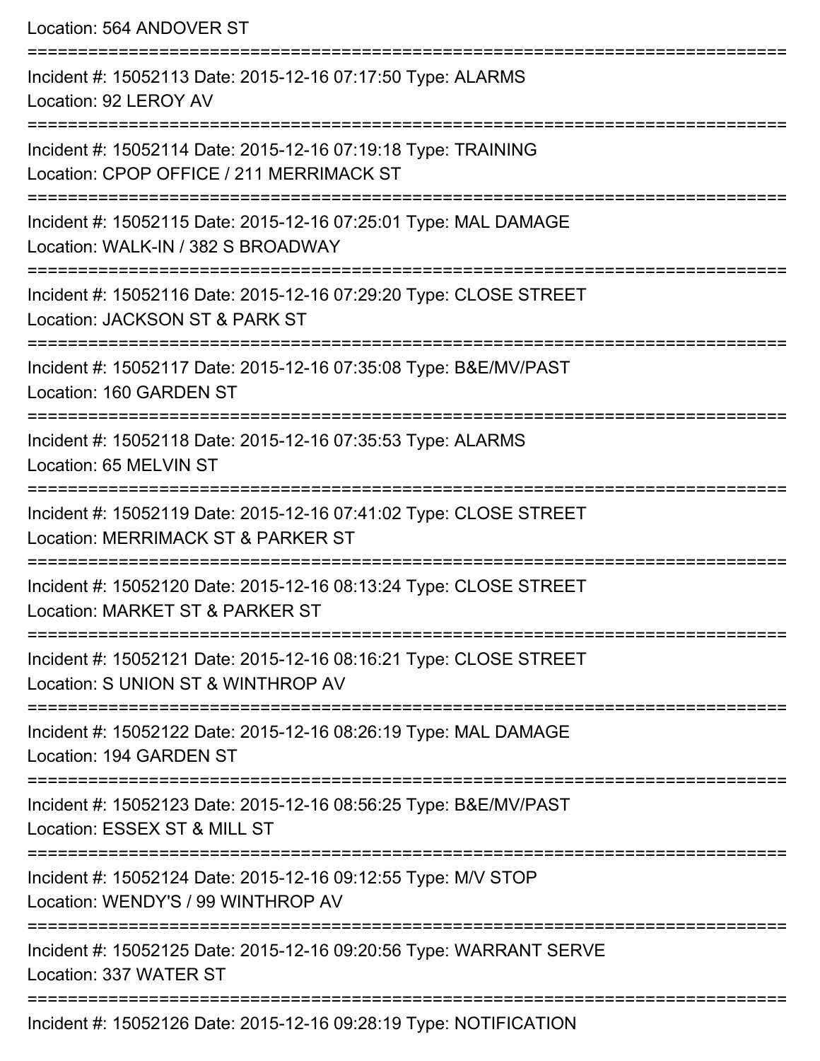Location: 564 ANDOVER ST

===========================================================================

Incident #: 15052113 Date: 2015-12-16 07:17:50 Type: ALARMS
Location: 92 LEROY AV

===========================================================================

Incident #: 15052114 Date: 2015-12-16 07:19:18 Type: TRAINING
Location: CPOP OFFICE / 211 MERRIMACK ST

===========================================================================

Incident #: 15052115 Date: 2015-12-16 07:25:01 Type: MAL DAMAGE
Location: WALK-IN / 382 S BROADWAY

===========================================================================

Incident #: 15052116 Date: 2015-12-16 07:29:20 Type: CLOSE STREET
Location: JACKSON ST & PARK ST

===========================================================================

Incident #: 15052117 Date: 2015-12-16 07:35:08 Type: B&E/MV/PAST
Location: 160 GARDEN ST

===========================================================================

Incident #: 15052118 Date: 2015-12-16 07:35:53 Type: ALARMS
Location: 65 MELVIN ST

===========================================================================

Incident #: 15052119 Date: 2015-12-16 07:41:02 Type: CLOSE STREET
Location: MERRIMACK ST & PARKER ST

===========================================================================

Incident #: 15052120 Date: 2015-12-16 08:13:24 Type: CLOSE STREET
Location: MARKET ST & PARKER ST

===========================================================================

Incident #: 15052121 Date: 2015-12-16 08:16:21 Type: CLOSE STREET
Location: S UNION ST & WINTHROP AV

===========================================================================

Incident #: 15052122 Date: 2015-12-16 08:26:19 Type: MAL DAMAGE
Location: 194 GARDEN ST

===========================================================================

Incident #: 15052123 Date: 2015-12-16 08:56:25 Type: B&E/MV/PAST
Location: ESSEX ST & MILL ST

===========================================================================

Incident #: 15052124 Date: 2015-12-16 09:12:55 Type: M/V STOP
Location: WENDY'S / 99 WINTHROP AV

===========================================================================

Incident #: 15052125 Date: 2015-12-16 09:20:56 Type: WARRANT SERVE
Location: 337 WATER ST

===========================================================================

Incident #: 15052126 Date: 2015-12-16 09:28:19 Type: NOTIFICATION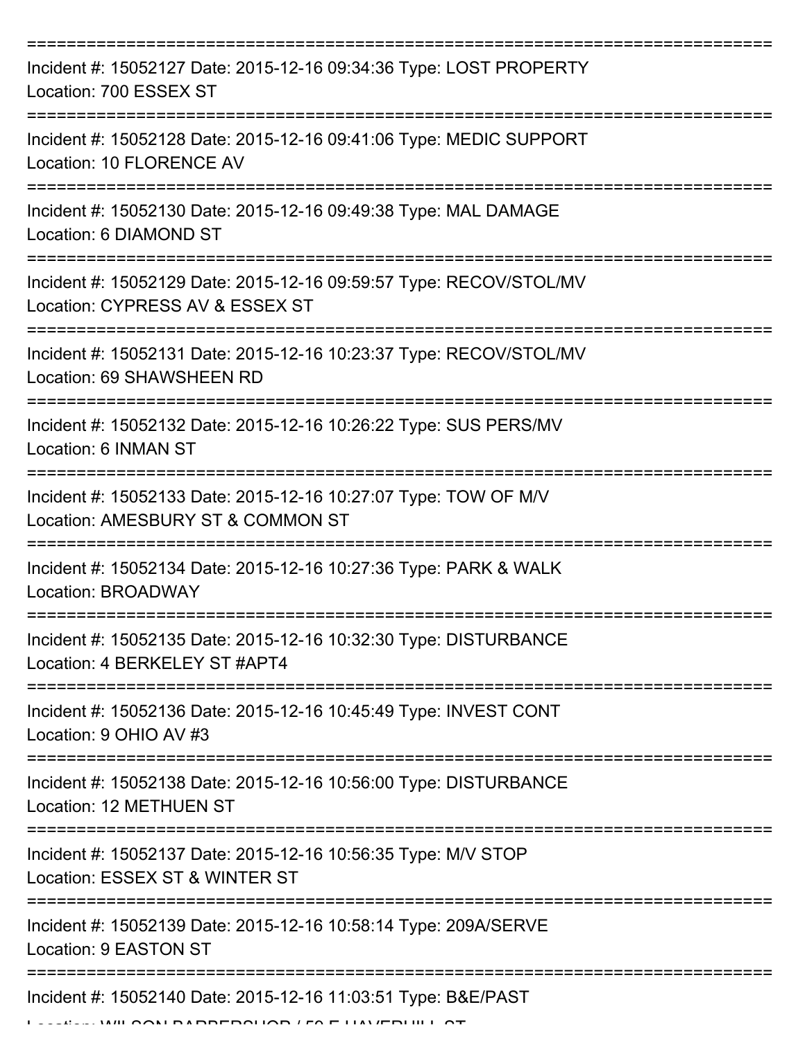===========================================================================

Incident #: 15052127 Date: 2015-12-16 09:34:36 Type: LOST PROPERTY
Location: 700 ESSEX ST

===========================================================================

Incident #: 15052128 Date: 2015-12-16 09:41:06 Type: MEDIC SUPPORT
Location: 10 FLORENCE AV

===========================================================================

Incident #: 15052130 Date: 2015-12-16 09:49:38 Type: MAL DAMAGE
Location: 6 DIAMOND ST

===========================================================================

Incident #: 15052129 Date: 2015-12-16 09:59:57 Type: RECOV/STOL/MV
Location: CYPRESS AV & ESSEX ST

===========================================================================

Incident #: 15052131 Date: 2015-12-16 10:23:37 Type: RECOV/STOL/MV
Location: 69 SHAWSHEEN RD

===========================================================================

Incident #: 15052132 Date: 2015-12-16 10:26:22 Type: SUS PERS/MV
Location: 6 INMAN ST

===========================================================================

Incident #: 15052133 Date: 2015-12-16 10:27:07 Type: TOW OF M/V
Location: AMESBURY ST & COMMON ST

===========================================================================

Incident #: 15052134 Date: 2015-12-16 10:27:36 Type: PARK & WALK
Location: BROADWAY

===========================================================================

Incident #: 15052135 Date: 2015-12-16 10:32:30 Type: DISTURBANCE
Location: 4 BERKELEY ST #APT4

===========================================================================

Incident #: 15052136 Date: 2015-12-16 10:45:49 Type: INVEST CONT
Location: 9 OHIO AV #3

===========================================================================

Incident #: 15052138 Date: 2015-12-16 10:56:00 Type: DISTURBANCE
Location: 12 METHUEN ST

===========================================================================

Incident #: 15052137 Date: 2015-12-16 10:56:35 Type: M/V STOP
Location: ESSEX ST & WINTER ST

===========================================================================

Incident #: 15052139 Date: 2015-12-16 10:58:14 Type: 209A/SERVE
Location: 9 EASTON ST

===========================================================================

Incident #: 15052140 Date: 2015-12-16 11:03:51 Type: B&E/PAST
Location: WILSON BARBERSHOP / 50 E HAVERHILL ST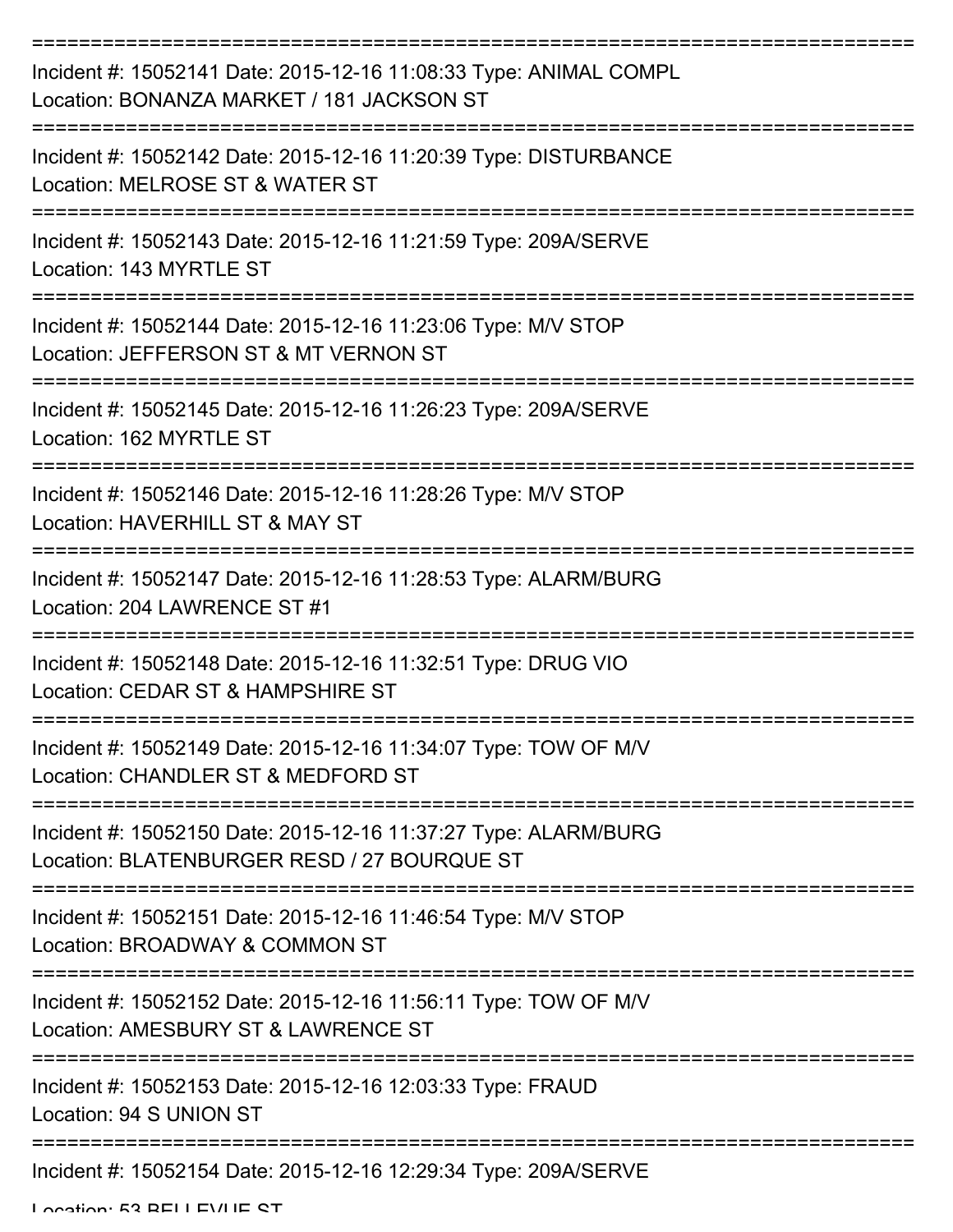===========================================================================
Incident #: 15052141 Date: 2015-12-16 11:08:33 Type: ANIMAL COMPL
Location: BONANZA MARKET / 181 JACKSON ST
===========================================================================
Incident #: 15052142 Date: 2015-12-16 11:20:39 Type: DISTURBANCE
Location: MELROSE ST & WATER ST
===========================================================================
Incident #: 15052143 Date: 2015-12-16 11:21:59 Type: 209A/SERVE
Location: 143 MYRTLE ST
===========================================================================
Incident #: 15052144 Date: 2015-12-16 11:23:06 Type: M/V STOP
Location: JEFFERSON ST & MT VERNON ST
===========================================================================
Incident #: 15052145 Date: 2015-12-16 11:26:23 Type: 209A/SERVE
Location: 162 MYRTLE ST
===========================================================================
Incident #: 15052146 Date: 2015-12-16 11:28:26 Type: M/V STOP
Location: HAVERHILL ST & MAY ST
===========================================================================
Incident #: 15052147 Date: 2015-12-16 11:28:53 Type: ALARM/BURG
Location: 204 LAWRENCE ST #1
===========================================================================
Incident #: 15052148 Date: 2015-12-16 11:32:51 Type: DRUG VIO
Location: CEDAR ST & HAMPSHIRE ST
===========================================================================
Incident #: 15052149 Date: 2015-12-16 11:34:07 Type: TOW OF M/V
Location: CHANDLER ST & MEDFORD ST
===========================================================================
Incident #: 15052150 Date: 2015-12-16 11:37:27 Type: ALARM/BURG
Location: BLATENBURGER RESD / 27 BOURQUE ST
===========================================================================
Incident #: 15052151 Date: 2015-12-16 11:46:54 Type: M/V STOP
Location: BROADWAY & COMMON ST
===========================================================================
Incident #: 15052152 Date: 2015-12-16 11:56:11 Type: TOW OF M/V
Location: AMESBURY ST & LAWRENCE ST
===========================================================================
Incident #: 15052153 Date: 2015-12-16 12:03:33 Type: FRAUD
Location: 94 S UNION ST
===========================================================================
Incident #: 15052154 Date: 2015-12-16 12:29:34 Type: 209A/SERVE
Location: 53 BELLEVUE ST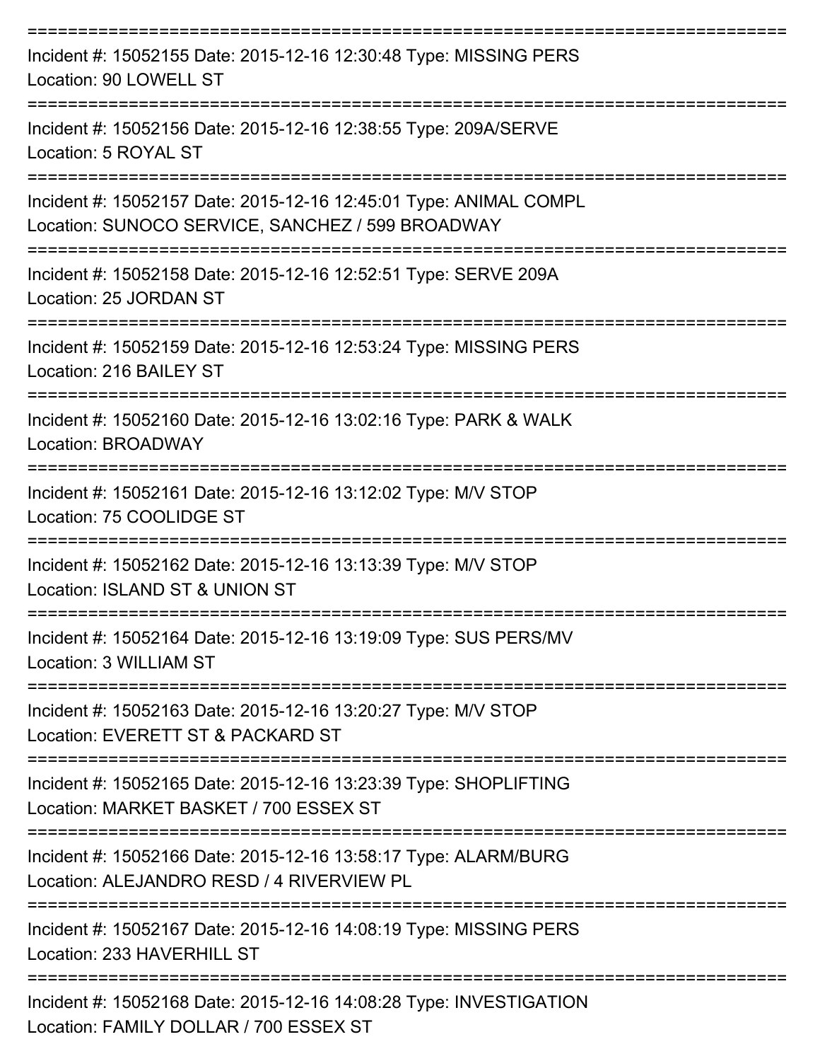===========================================================================

Incident #: 15052155 Date: 2015-12-16 12:30:48 Type: MISSING PERS
Location: 90 LOWELL ST

===========================================================================

Incident #: 15052156 Date: 2015-12-16 12:38:55 Type: 209A/SERVE
Location: 5 ROYAL ST

===========================================================================

Incident #: 15052157 Date: 2015-12-16 12:45:01 Type: ANIMAL COMPL
Location: SUNOCO SERVICE, SANCHEZ / 599 BROADWAY

===========================================================================

Incident #: 15052158 Date: 2015-12-16 12:52:51 Type: SERVE 209A
Location: 25 JORDAN ST

===========================================================================

Incident #: 15052159 Date: 2015-12-16 12:53:24 Type: MISSING PERS
Location: 216 BAILEY ST

===========================================================================

Incident #: 15052160 Date: 2015-12-16 13:02:16 Type: PARK & WALK
Location: BROADWAY

===========================================================================

Incident #: 15052161 Date: 2015-12-16 13:12:02 Type: M/V STOP
Location: 75 COOLIDGE ST

===========================================================================

Incident #: 15052162 Date: 2015-12-16 13:13:39 Type: M/V STOP
Location: ISLAND ST & UNION ST

===========================================================================

Incident #: 15052164 Date: 2015-12-16 13:19:09 Type: SUS PERS/MV
Location: 3 WILLIAM ST

===========================================================================

Incident #: 15052163 Date: 2015-12-16 13:20:27 Type: M/V STOP
Location: EVERETT ST & PACKARD ST

===========================================================================

Incident #: 15052165 Date: 2015-12-16 13:23:39 Type: SHOPLIFTING
Location: MARKET BASKET / 700 ESSEX ST

===========================================================================

Incident #: 15052166 Date: 2015-12-16 13:58:17 Type: ALARM/BURG
Location: ALEJANDRO RESD / 4 RIVERVIEW PL

===========================================================================

Incident #: 15052167 Date: 2015-12-16 14:08:19 Type: MISSING PERS
Location: 233 HAVERHILL ST

===========================================================================

Incident #: 15052168 Date: 2015-12-16 14:08:28 Type: INVESTIGATION
Location: FAMILY DOLLAR / 700 ESSEX ST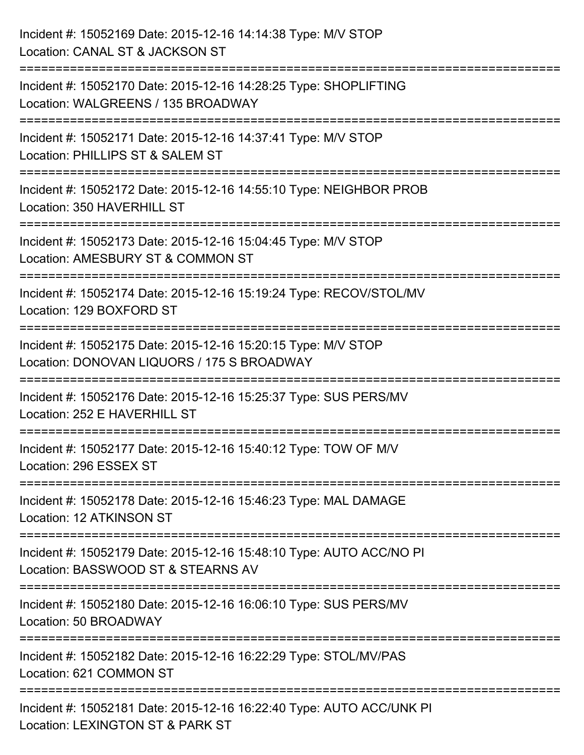Incident #: 15052169 Date: 2015-12-16 14:14:38 Type: M/V STOP
Location: CANAL ST & JACKSON ST

===========================================================================

Incident #: 15052170 Date: 2015-12-16 14:28:25 Type: SHOPLIFTING
Location: WALGREENS / 135 BROADWAY

===========================================================================

Incident #: 15052171 Date: 2015-12-16 14:37:41 Type: M/V STOP
Location: PHILLIPS ST & SALEM ST

===========================================================================

Incident #: 15052172 Date: 2015-12-16 14:55:10 Type: NEIGHBOR PROB
Location: 350 HAVERHILL ST

===========================================================================

Incident #: 15052173 Date: 2015-12-16 15:04:45 Type: M/V STOP
Location: AMESBURY ST & COMMON ST

===========================================================================

Incident #: 15052174 Date: 2015-12-16 15:19:24 Type: RECOV/STOL/MV
Location: 129 BOXFORD ST

===========================================================================

Incident #: 15052175 Date: 2015-12-16 15:20:15 Type: M/V STOP
Location: DONOVAN LIQUORS / 175 S BROADWAY

===========================================================================

Incident #: 15052176 Date: 2015-12-16 15:25:37 Type: SUS PERS/MV
Location: 252 E HAVERHILL ST

===========================================================================

Incident #: 15052177 Date: 2015-12-16 15:40:12 Type: TOW OF M/V
Location: 296 ESSEX ST

===========================================================================

Incident #: 15052178 Date: 2015-12-16 15:46:23 Type: MAL DAMAGE
Location: 12 ATKINSON ST

===========================================================================

Incident #: 15052179 Date: 2015-12-16 15:48:10 Type: AUTO ACC/NO PI
Location: BASSWOOD ST & STEARNS AV

===========================================================================

Incident #: 15052180 Date: 2015-12-16 16:06:10 Type: SUS PERS/MV
Location: 50 BROADWAY

===========================================================================

Incident #: 15052182 Date: 2015-12-16 16:22:29 Type: STOL/MV/PAS
Location: 621 COMMON ST

===========================================================================

Incident #: 15052181 Date: 2015-12-16 16:22:40 Type: AUTO ACC/UNK PI
Location: LEXINGTON ST & PARK ST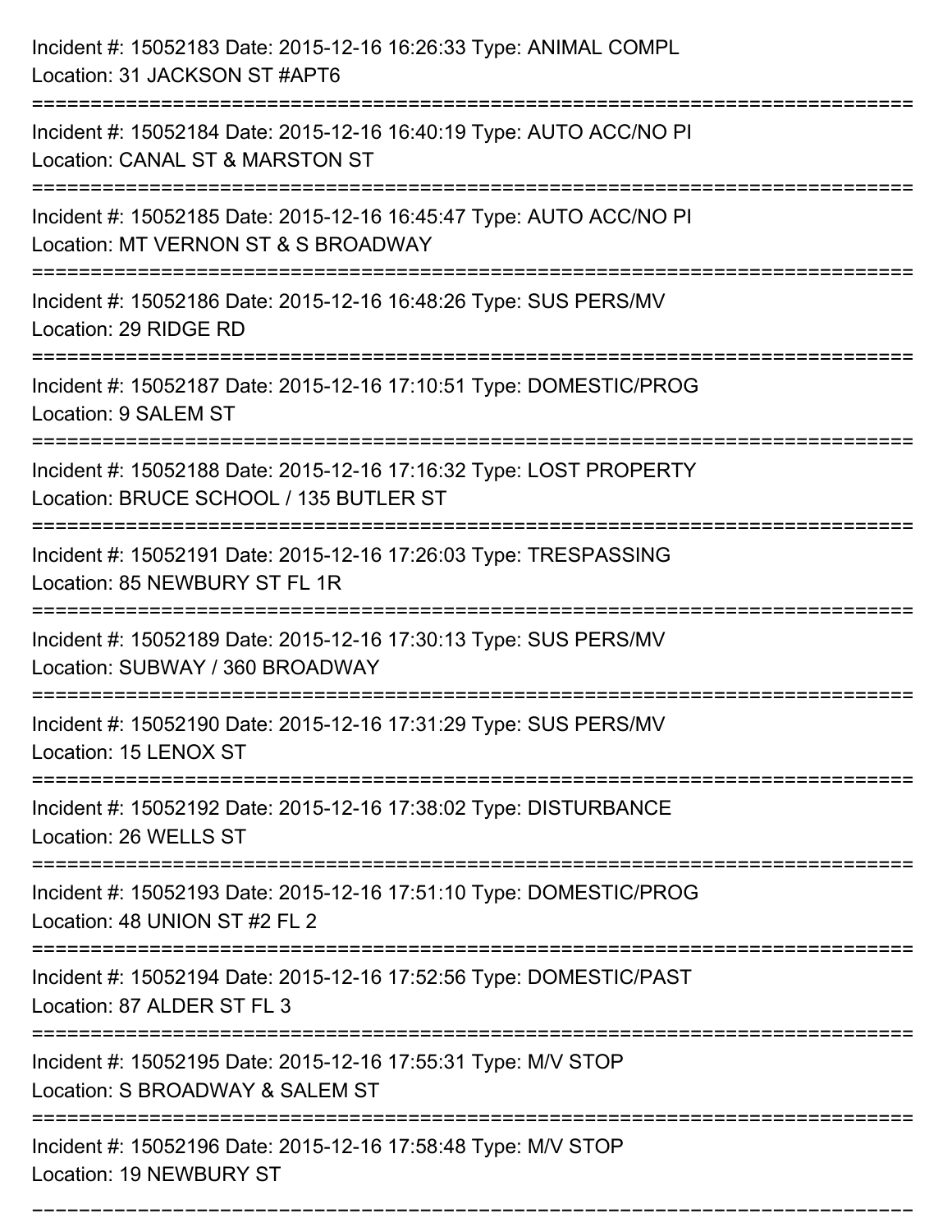Incident #: 15052183 Date: 2015-12-16 16:26:33 Type: ANIMAL COMPL
Location: 31 JACKSON ST #APT6

===========================================================================

Incident #: 15052184 Date: 2015-12-16 16:40:19 Type: AUTO ACC/NO PI
Location: CANAL ST & MARSTON ST

===========================================================================

Incident #: 15052185 Date: 2015-12-16 16:45:47 Type: AUTO ACC/NO PI
Location: MT VERNON ST & S BROADWAY

===========================================================================

Incident #: 15052186 Date: 2015-12-16 16:48:26 Type: SUS PERS/MV
Location: 29 RIDGE RD

===========================================================================

Incident #: 15052187 Date: 2015-12-16 17:10:51 Type: DOMESTIC/PROG
Location: 9 SALEM ST

===========================================================================

Incident #: 15052188 Date: 2015-12-16 17:16:32 Type: LOST PROPERTY
Location: BRUCE SCHOOL / 135 BUTLER ST

===========================================================================

Incident #: 15052191 Date: 2015-12-16 17:26:03 Type: TRESPASSING
Location: 85 NEWBURY ST FL 1R

===========================================================================

Incident #: 15052189 Date: 2015-12-16 17:30:13 Type: SUS PERS/MV
Location: SUBWAY / 360 BROADWAY

===========================================================================

Incident #: 15052190 Date: 2015-12-16 17:31:29 Type: SUS PERS/MV
Location: 15 LENOX ST

===========================================================================

Incident #: 15052192 Date: 2015-12-16 17:38:02 Type: DISTURBANCE
Location: 26 WELLS ST

===========================================================================

Incident #: 15052193 Date: 2015-12-16 17:51:10 Type: DOMESTIC/PROG
Location: 48 UNION ST #2 FL 2

===========================================================================

Incident #: 15052194 Date: 2015-12-16 17:52:56 Type: DOMESTIC/PAST
Location: 87 ALDER ST FL 3

===========================================================================

Incident #: 15052195 Date: 2015-12-16 17:55:31 Type: M/V STOP
Location: S BROADWAY & SALEM ST

===========================================================================

Incident #: 15052196 Date: 2015-12-16 17:58:48 Type: M/V STOP
Location: 19 NEWBURY ST

===========================================================================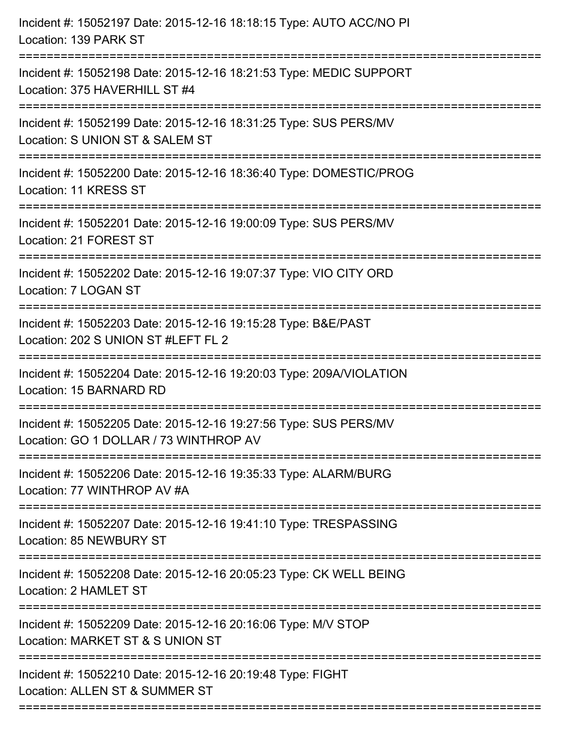Incident #: 15052197 Date: 2015-12-16 18:18:15 Type: AUTO ACC/NO PI
Location: 139 PARK ST

===========================================================================

Incident #: 15052198 Date: 2015-12-16 18:21:53 Type: MEDIC SUPPORT
Location: 375 HAVERHILL ST #4

===========================================================================

Incident #: 15052199 Date: 2015-12-16 18:31:25 Type: SUS PERS/MV
Location: S UNION ST & SALEM ST

===========================================================================

Incident #: 15052200 Date: 2015-12-16 18:36:40 Type: DOMESTIC/PROG
Location: 11 KRESS ST

===========================================================================

Incident #: 15052201 Date: 2015-12-16 19:00:09 Type: SUS PERS/MV
Location: 21 FOREST ST

===========================================================================

Incident #: 15052202 Date: 2015-12-16 19:07:37 Type: VIO CITY ORD
Location: 7 LOGAN ST

===========================================================================

Incident #: 15052203 Date: 2015-12-16 19:15:28 Type: B&E/PAST
Location: 202 S UNION ST #LEFT FL 2

===========================================================================

Incident #: 15052204 Date: 2015-12-16 19:20:03 Type: 209A/VIOLATION
Location: 15 BARNARD RD

===========================================================================

Incident #: 15052205 Date: 2015-12-16 19:27:56 Type: SUS PERS/MV
Location: GO 1 DOLLAR / 73 WINTHROP AV

===========================================================================

Incident #: 15052206 Date: 2015-12-16 19:35:33 Type: ALARM/BURG
Location: 77 WINTHROP AV #A

===========================================================================

Incident #: 15052207 Date: 2015-12-16 19:41:10 Type: TRESPASSING
Location: 85 NEWBURY ST

===========================================================================

Incident #: 15052208 Date: 2015-12-16 20:05:23 Type: CK WELL BEING
Location: 2 HAMLET ST

===========================================================================

Incident #: 15052209 Date: 2015-12-16 20:16:06 Type: M/V STOP
Location: MARKET ST & S UNION ST

===========================================================================

Incident #: 15052210 Date: 2015-12-16 20:19:48 Type: FIGHT
Location: ALLEN ST & SUMMER ST

===========================================================================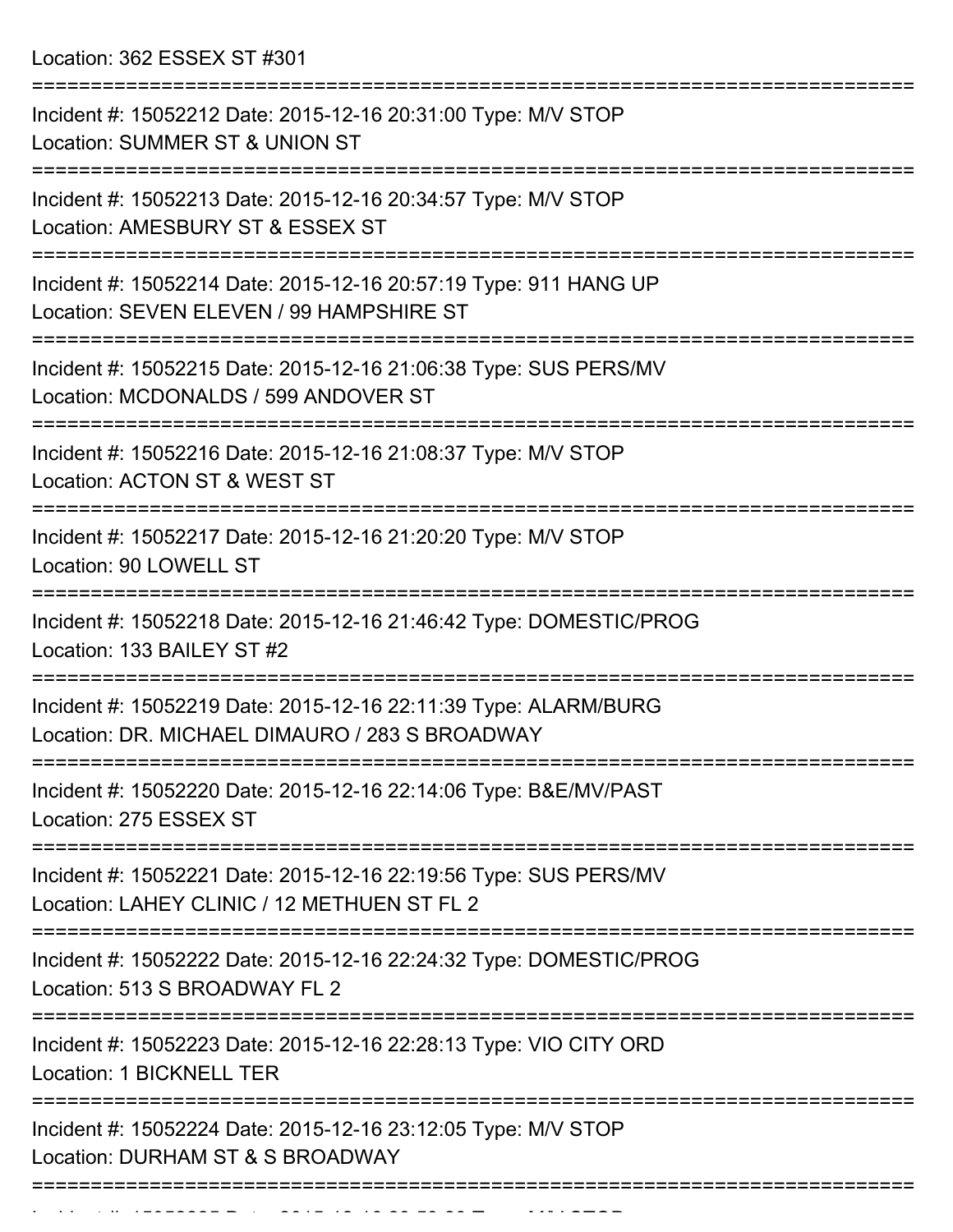Location: 362 ESSEX ST #301

===========================================================================

Incident #: 15052212 Date: 2015-12-16 20:31:00 Type: M/V STOP
Location: SUMMER ST & UNION ST

===========================================================================

Incident #: 15052213 Date: 2015-12-16 20:34:57 Type: M/V STOP
Location: AMESBURY ST & ESSEX ST

===========================================================================

Incident #: 15052214 Date: 2015-12-16 20:57:19 Type: 911 HANG UP
Location: SEVEN ELEVEN / 99 HAMPSHIRE ST

===========================================================================

Incident #: 15052215 Date: 2015-12-16 21:06:38 Type: SUS PERS/MV
Location: MCDONALDS / 599 ANDOVER ST

===========================================================================

Incident #: 15052216 Date: 2015-12-16 21:08:37 Type: M/V STOP
Location: ACTON ST & WEST ST

===========================================================================

Incident #: 15052217 Date: 2015-12-16 21:20:20 Type: M/V STOP
Location: 90 LOWELL ST

===========================================================================

Incident #: 15052218 Date: 2015-12-16 21:46:42 Type: DOMESTIC/PROG
Location: 133 BAILEY ST #2

===========================================================================

Incident #: 15052219 Date: 2015-12-16 22:11:39 Type: ALARM/BURG
Location: DR. MICHAEL DIMAURO / 283 S BROADWAY

===========================================================================

Incident #: 15052220 Date: 2015-12-16 22:14:06 Type: B&E/MV/PAST
Location: 275 ESSEX ST

===========================================================================

Incident #: 15052221 Date: 2015-12-16 22:19:56 Type: SUS PERS/MV
Location: LAHEY CLINIC / 12 METHUEN ST FL 2

===========================================================================

Incident #: 15052222 Date: 2015-12-16 22:24:32 Type: DOMESTIC/PROG
Location: 513 S BROADWAY FL 2

===========================================================================

Incident #: 15052223 Date: 2015-12-16 22:28:13 Type: VIO CITY ORD
Location: 1 BICKNELL TER

===========================================================================

Incident #: 15052224 Date: 2015-12-16 23:12:05 Type: M/V STOP
Location: DURHAM ST & S BROADWAY

===========================================================================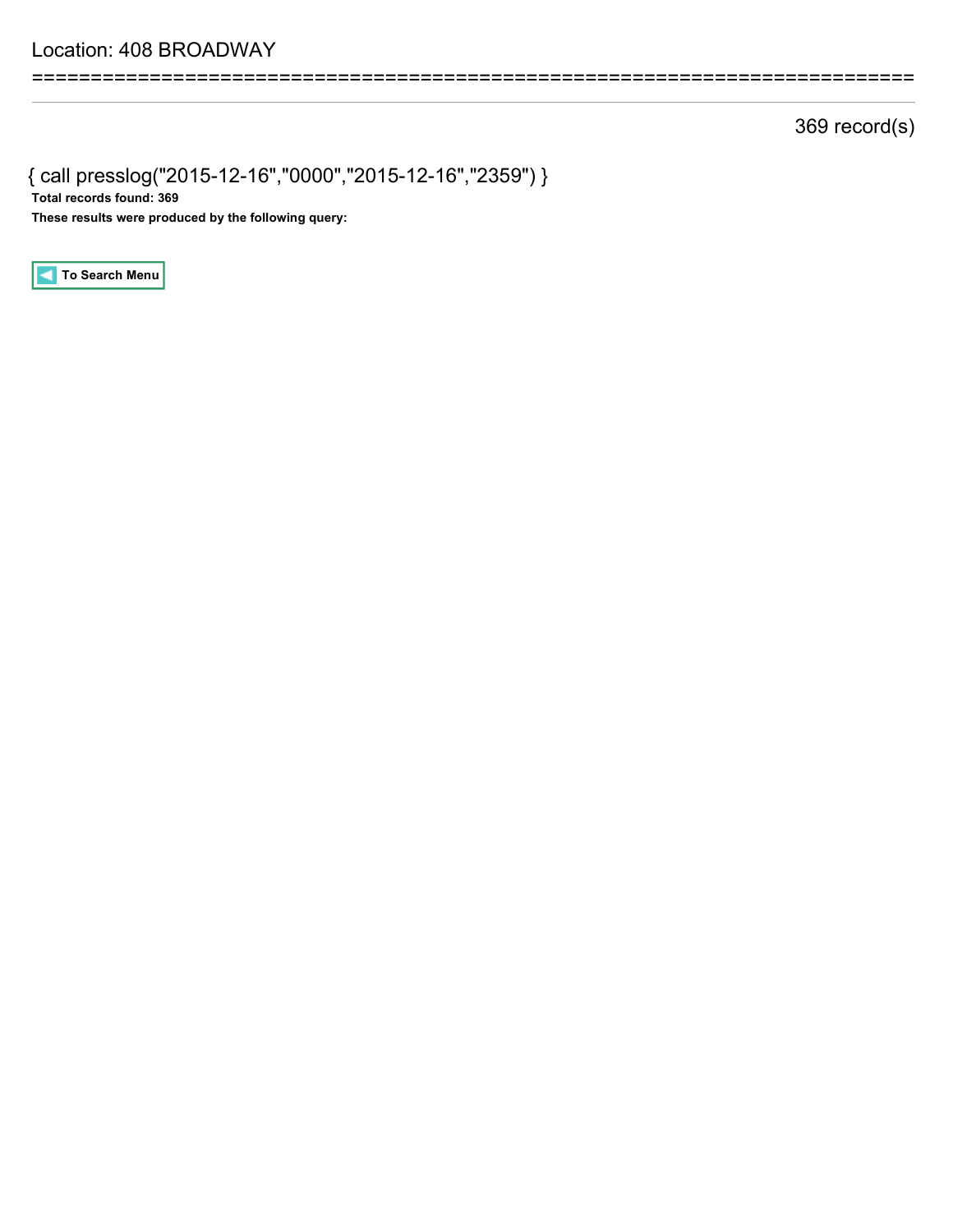Location: 408 BROADWAY

=========================================================================

369 record(s)

{ call presslog("2015-12-16","0000","2015-12-16","2359") }

**Total records found: 369**

**These results were produced by the following query:**

**To Search Menu**